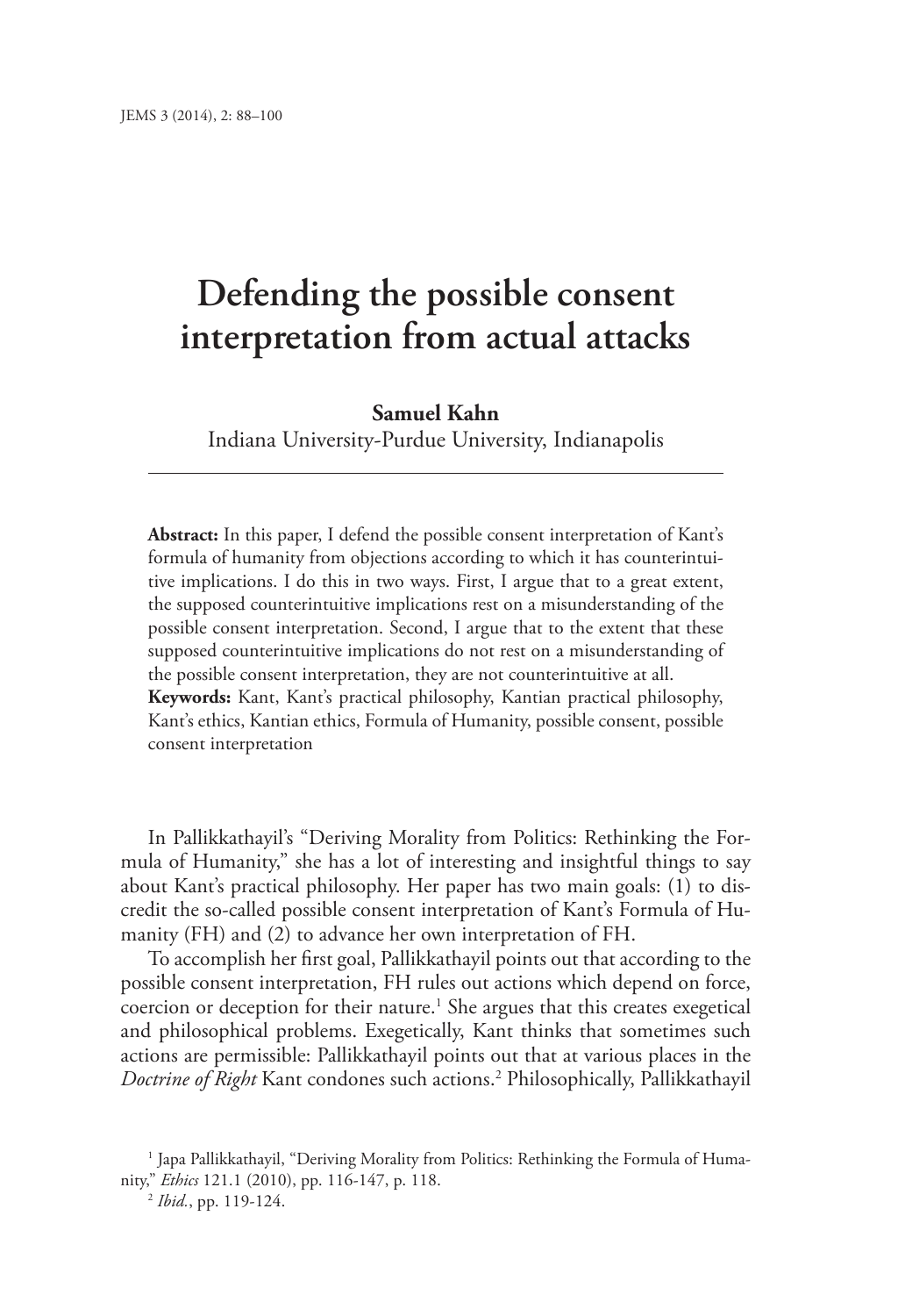# Defending the possible consent interpretation from actual attacks

**Samuel Kahn**
Indiana University-Purdue University, Indianapolis

---

**Abstract:** In this paper, I defend the possible consent interpretation of Kant's formula of humanity from objections according to which it has counterintuitive implications. I do this in two ways. First, I argue that to a great extent, the supposed counterintuitive implications rest on a misunderstanding of the possible consent interpretation. Second, I argue that to the extent that these supposed counterintuitive implications do not rest on a misunderstanding of the possible consent interpretation, they are not counterintuitive at all.

**Keywords:** Kant, Kant's practical philosophy, Kantian practical philosophy, Kant's ethics, Kantian ethics, Formula of Humanity, possible consent, possible consent interpretation

In Pallikkathayil's "Deriving Morality from Politics: Rethinking the Formula of Humanity," she has a lot of interesting and insightful things to say about Kant's practical philosophy. Her paper has two main goals: (1) to discredit the so-called possible consent interpretation of Kant's Formula of Humanity (FH) and (2) to advance her own interpretation of FH.

To accomplish her first goal, Pallikkathayil points out that according to the possible consent interpretation, FH rules out actions which depend on force, coercion or deception for their nature.[1] She argues that this creates exegetical and philosophical problems. Exegetically, Kant thinks that sometimes such actions are permissible: Pallikkathayil points out that at various places in the *Doctrine of Right* Kant condones such actions.[2] Philosophically, Pallikkathayil

[1] Japa Pallikkathayil, "Deriving Morality from Politics: Rethinking the Formula of Humanity," *Ethics* 121.1 (2010), pp. 116-147, p. 118.

[2] *Ibid.*, pp. 119-124.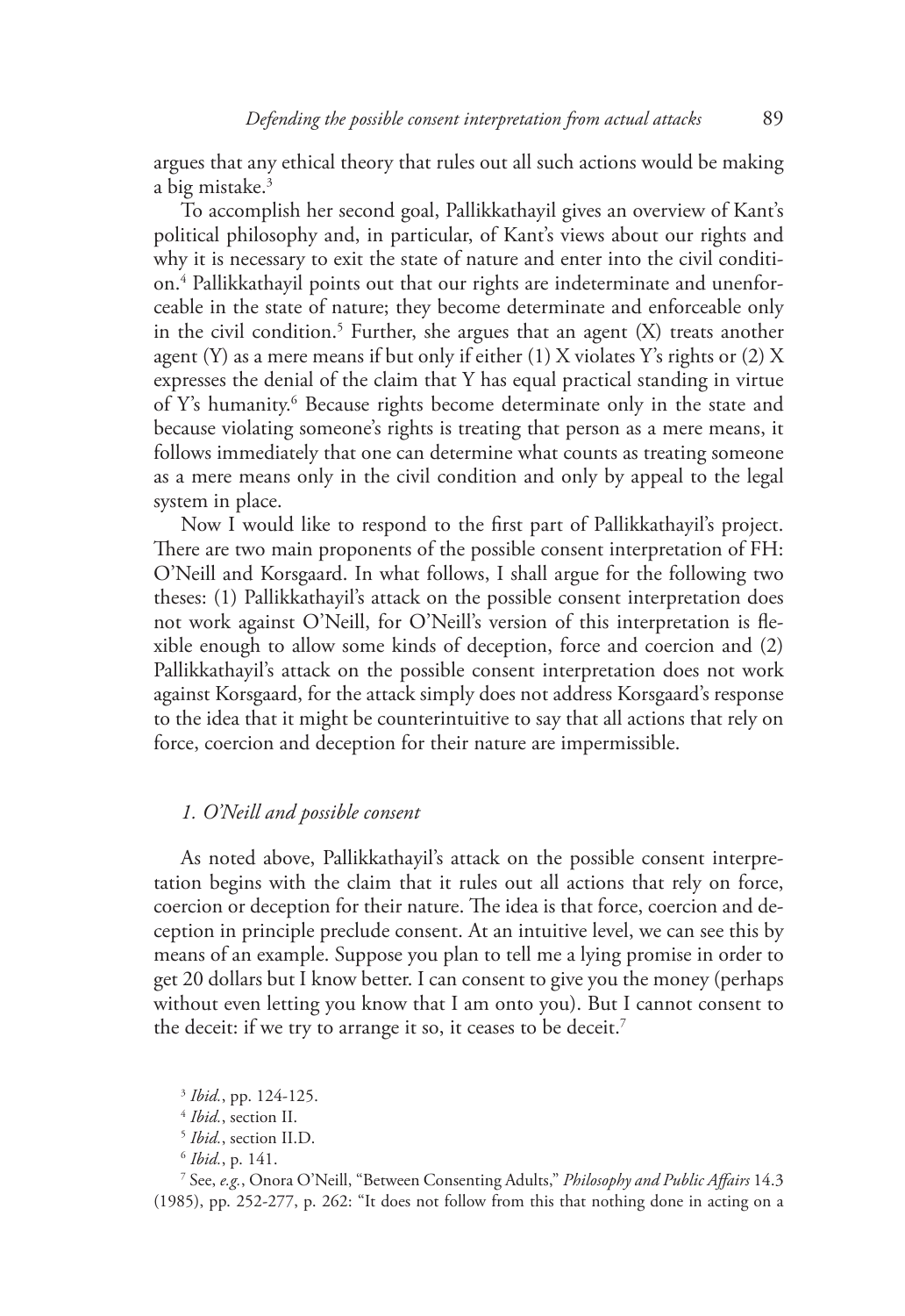argues that any ethical theory that rules out all such actions would be making a big mistake.[3]

To accomplish her second goal, Pallikkathayil gives an overview of Kant's political philosophy and, in particular, of Kant's views about our rights and why it is necessary to exit the state of nature and enter into the civil condition.[4] Pallikkathayil points out that our rights are indeterminate and unenforceable in the state of nature; they become determinate and enforceable only in the civil condition.[5] Further, she argues that an agent (X) treats another agent (Y) as a mere means if but only if either (1) X violates Y's rights or (2) X expresses the denial of the claim that Y has equal practical standing in virtue of Y's humanity.[6] Because rights become determinate only in the state and because violating someone's rights is treating that person as a mere means, it follows immediately that one can determine what counts as treating someone as a mere means only in the civil condition and only by appeal to the legal system in place.

Now I would like to respond to the first part of Pallikkathayil's project. There are two main proponents of the possible consent interpretation of FH: O'Neill and Korsgaard. In what follows, I shall argue for the following two theses: (1) Pallikkathayil's attack on the possible consent interpretation does not work against O'Neill, for O'Neill's version of this interpretation is flexible enough to allow some kinds of deception, force and coercion and (2) Pallikkathayil's attack on the possible consent interpretation does not work against Korsgaard, for the attack simply does not address Korsgaard's response to the idea that it might be counterintuitive to say that all actions that rely on force, coercion and deception for their nature are impermissible.

### *1. O'Neill and possible consent*

As noted above, Pallikkathayil's attack on the possible consent interpretation begins with the claim that it rules out all actions that rely on force, coercion or deception for their nature. The idea is that force, coercion and deception in principle preclude consent. At an intuitive level, we can see this by means of an example. Suppose you plan to tell me a lying promise in order to get 20 dollars but I know better. I can consent to give you the money (perhaps without even letting you know that I am onto you). But I cannot consent to the deceit: if we try to arrange it so, it ceases to be deceit.[7]

---

[3] *Ibid.*, pp. 124-125.

[4] *Ibid.*, section II.

[5] *Ibid.*, section II.D.

[6] *Ibid.*, p. 141.

[7] See, *e.g.*, Onora O'Neill, "Between Consenting Adults," *Philosophy and Public Affairs* 14.3 (1985), pp. 252-277, p. 262: "It does not follow from this that nothing done in acting on a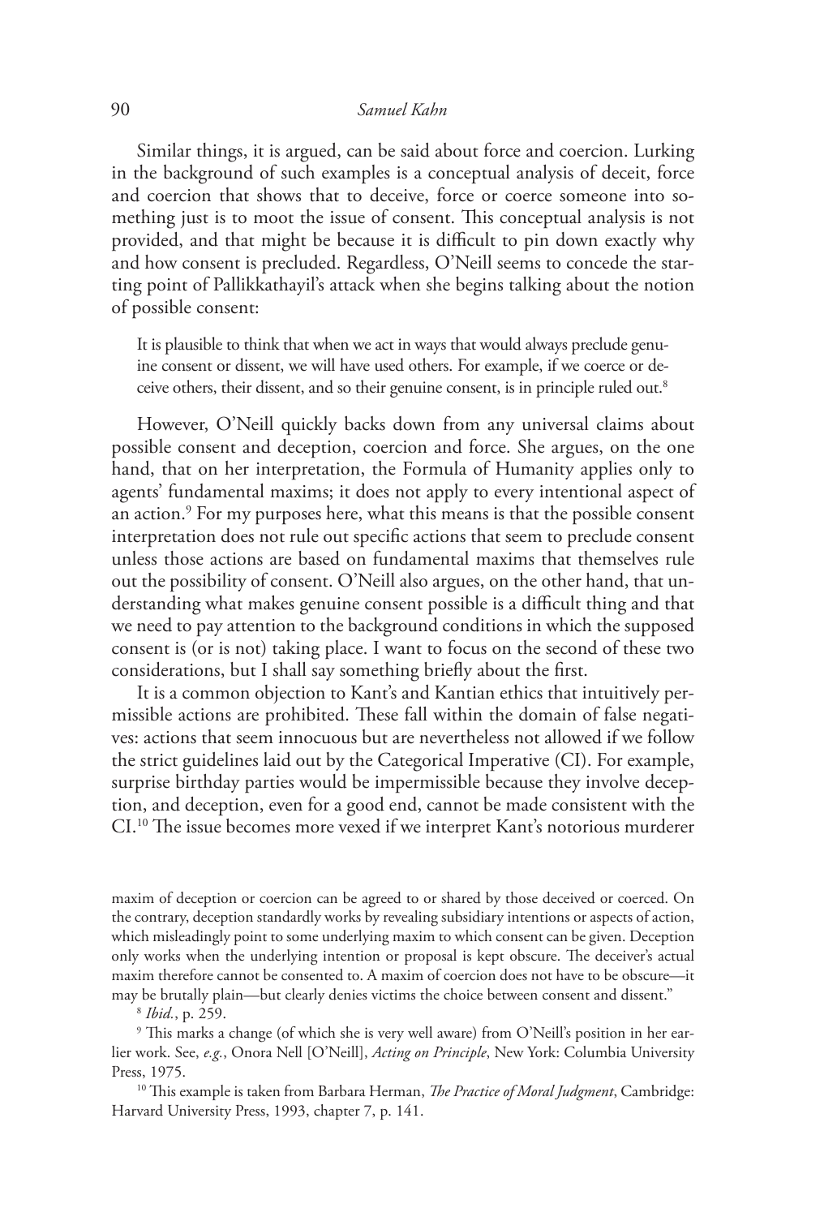Similar things, it is argued, can be said about force and coercion. Lurking in the background of such examples is a conceptual analysis of deceit, force and coercion that shows that to deceive, force or coerce someone into something just is to moot the issue of consent. This conceptual analysis is not provided, and that might be because it is difficult to pin down exactly why and how consent is precluded. Regardless, O'Neill seems to concede the starting point of Pallikkathayil's attack when she begins talking about the notion of possible consent:

> It is plausible to think that when we act in ways that would always preclude genuine consent or dissent, we will have used others. For example, if we coerce or deceive others, their dissent, and so their genuine consent, is in principle ruled out.[8]

However, O'Neill quickly backs down from any universal claims about possible consent and deception, coercion and force. She argues, on the one hand, that on her interpretation, the Formula of Humanity applies only to agents' fundamental maxims; it does not apply to every intentional aspect of an action.[9] For my purposes here, what this means is that the possible consent interpretation does not rule out specific actions that seem to preclude consent unless those actions are based on fundamental maxims that themselves rule out the possibility of consent. O'Neill also argues, on the other hand, that understanding what makes genuine consent possible is a difficult thing and that we need to pay attention to the background conditions in which the supposed consent is (or is not) taking place. I want to focus on the second of these two considerations, but I shall say something briefly about the first.

It is a common objection to Kant's and Kantian ethics that intuitively permissible actions are prohibited. These fall within the domain of false negatives: actions that seem innocuous but are nevertheless not allowed if we follow the strict guidelines laid out by the Categorical Imperative (CI). For example, surprise birthday parties would be impermissible because they involve deception, and deception, even for a good end, cannot be made consistent with the CI.[10] The issue becomes more vexed if we interpret Kant's notorious murderer

---

maxim of deception or coercion can be agreed to or shared by those deceived or coerced. On the contrary, deception standardly works by revealing subsidiary intentions or aspects of action, which misleadingly point to some underlying maxim to which consent can be given. Deception only works when the underlying intention or proposal is kept obscure. The deceiver's actual maxim therefore cannot be consented to. A maxim of coercion does not have to be obscure—it may be brutally plain—but clearly denies victims the choice between consent and dissent."

[8] *Ibid.*, p. 259.

[9] This marks a change (of which she is very well aware) from O'Neill's position in her earlier work. See, *e.g.*, Onora Nell [O'Neill], *Acting on Principle*, New York: Columbia University Press, 1975.

[10] This example is taken from Barbara Herman, *The Practice of Moral Judgment*, Cambridge: Harvard University Press, 1993, chapter 7, p. 141.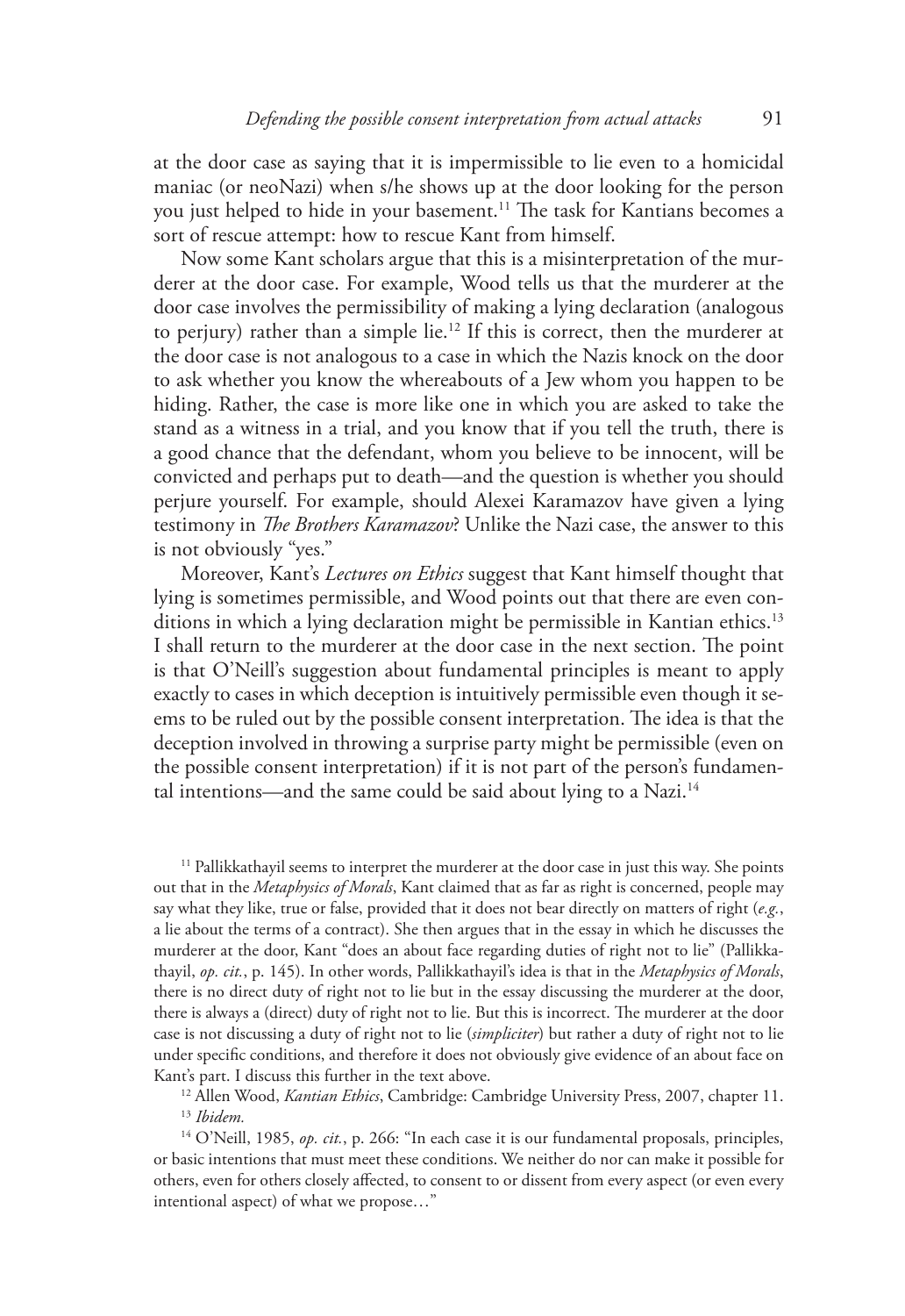at the door case as saying that it is impermissible to lie even to a homicidal maniac (or neoNazi) when s/he shows up at the door looking for the person you just helped to hide in your basement.[11] The task for Kantians becomes a sort of rescue attempt: how to rescue Kant from himself.

Now some Kant scholars argue that this is a misinterpretation of the murderer at the door case. For example, Wood tells us that the murderer at the door case involves the permissibility of making a lying declaration (analogous to perjury) rather than a simple lie.[12] If this is correct, then the murderer at the door case is not analogous to a case in which the Nazis knock on the door to ask whether you know the whereabouts of a Jew whom you happen to be hiding. Rather, the case is more like one in which you are asked to take the stand as a witness in a trial, and you know that if you tell the truth, there is a good chance that the defendant, whom you believe to be innocent, will be convicted and perhaps put to death—and the question is whether you should perjure yourself. For example, should Alexei Karamazov have given a lying testimony in *The Brothers Karamazov*? Unlike the Nazi case, the answer to this is not obviously "yes."

Moreover, Kant's *Lectures on Ethics* suggest that Kant himself thought that lying is sometimes permissible, and Wood points out that there are even conditions in which a lying declaration might be permissible in Kantian ethics.[13] I shall return to the murderer at the door case in the next section. The point is that O'Neill's suggestion about fundamental principles is meant to apply exactly to cases in which deception is intuitively permissible even though it seems to be ruled out by the possible consent interpretation. The idea is that the deception involved in throwing a surprise party might be permissible (even on the possible consent interpretation) if it is not part of the person's fundamental intentions—and the same could be said about lying to a Nazi.[14]

[11] Pallikkathayil seems to interpret the murderer at the door case in just this way. She points out that in the *Metaphysics of Morals*, Kant claimed that as far as right is concerned, people may say what they like, true or false, provided that it does not bear directly on matters of right (*e.g.*, a lie about the terms of a contract). She then argues that in the essay in which he discusses the murderer at the door, Kant "does an about face regarding duties of right not to lie" (Pallikkathayil, *op. cit.*, p. 145). In other words, Pallikkathayil's idea is that in the *Metaphysics of Morals*, there is no direct duty of right not to lie but in the essay discussing the murderer at the door, there is always a (direct) duty of right not to lie. But this is incorrect. The murderer at the door case is not discussing a duty of right not to lie (*simpliciter*) but rather a duty of right not to lie under specific conditions, and therefore it does not obviously give evidence of an about face on Kant's part. I discuss this further in the text above.

[12] Allen Wood, *Kantian Ethics*, Cambridge: Cambridge University Press, 2007, chapter 11.

[13] *Ibidem.*

[14] O'Neill, 1985, *op. cit.*, p. 266: "In each case it is our fundamental proposals, principles, or basic intentions that must meet these conditions. We neither do nor can make it possible for others, even for others closely affected, to consent to or dissent from every aspect (or even every intentional aspect) of what we propose…"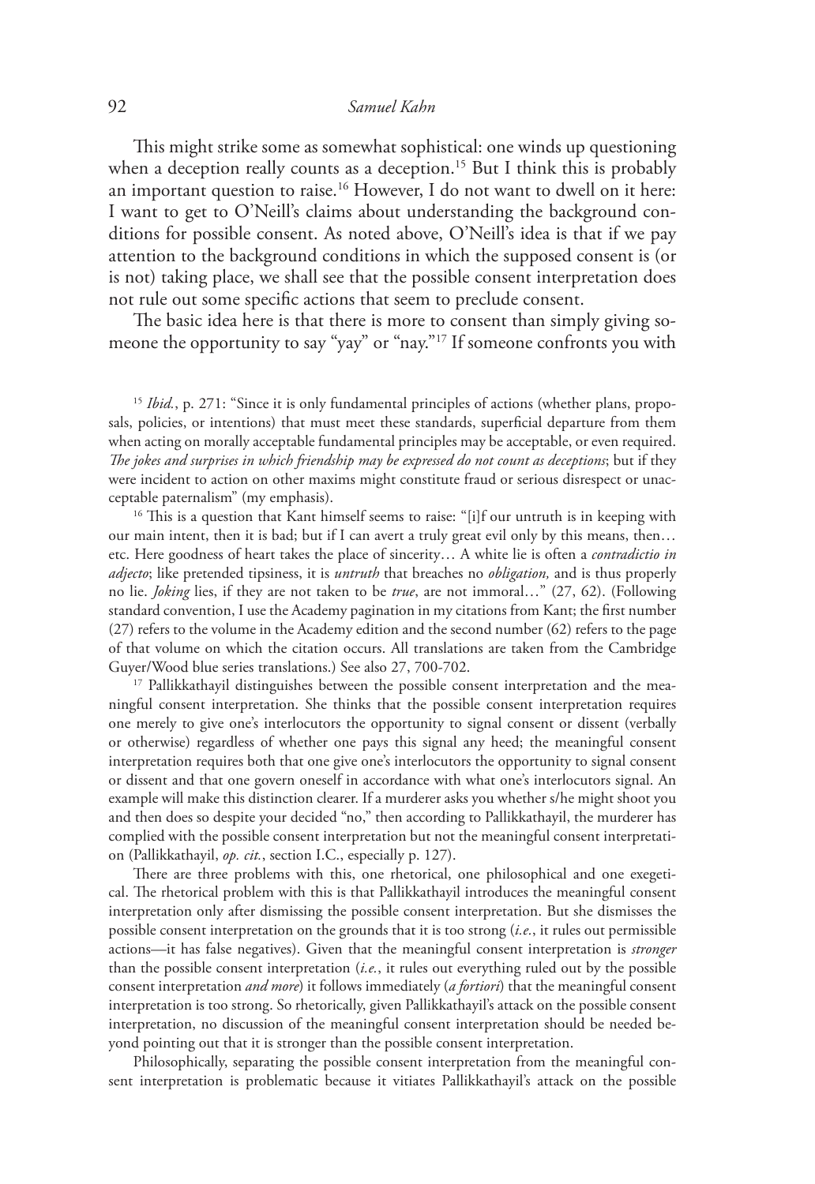This might strike some as somewhat sophistical: one winds up questioning when a deception really counts as a deception.[15] But I think this is probably an important question to raise.[16] However, I do not want to dwell on it here: I want to get to O'Neill's claims about understanding the background conditions for possible consent. As noted above, O'Neill's idea is that if we pay attention to the background conditions in which the supposed consent is (or is not) taking place, we shall see that the possible consent interpretation does not rule out some specific actions that seem to preclude consent.

The basic idea here is that there is more to consent than simply giving someone the opportunity to say "yay" or "nay."[17] If someone confronts you with

---

[15] *Ibid.*, p. 271: "Since it is only fundamental principles of actions (whether plans, proposals, policies, or intentions) that must meet these standards, superficial departure from them when acting on morally acceptable fundamental principles may be acceptable, or even required. *The jokes and surprises in which friendship may be expressed do not count as deceptions*; but if they were incident to action on other maxims might constitute fraud or serious disrespect or unacceptable paternalism" (my emphasis).

[16] This is a question that Kant himself seems to raise: "[i]f our untruth is in keeping with our main intent, then it is bad; but if I can avert a truly great evil only by this means, then… etc. Here goodness of heart takes the place of sincerity… A white lie is often a *contradictio in adjecto*; like pretended tipsiness, it is *untruth* that breaches no *obligation,* and is thus properly no lie. *Joking* lies, if they are not taken to be *true*, are not immoral…" (27, 62). (Following standard convention, I use the Academy pagination in my citations from Kant; the first number (27) refers to the volume in the Academy edition and the second number (62) refers to the page of that volume on which the citation occurs. All translations are taken from the Cambridge Guyer/Wood blue series translations.) See also 27, 700-702.

[17] Pallikkathayil distinguishes between the possible consent interpretation and the meaningful consent interpretation. She thinks that the possible consent interpretation requires one merely to give one's interlocutors the opportunity to signal consent or dissent (verbally or otherwise) regardless of whether one pays this signal any heed; the meaningful consent interpretation requires both that one give one's interlocutors the opportunity to signal consent or dissent and that one govern oneself in accordance with what one's interlocutors signal. An example will make this distinction clearer. If a murderer asks you whether s/he might shoot you and then does so despite your decided "no," then according to Pallikkathayil, the murderer has complied with the possible consent interpretation but not the meaningful consent interpretation (Pallikkathayil, *op. cit.*, section I.C., especially p. 127).

There are three problems with this, one rhetorical, one philosophical and one exegetical. The rhetorical problem with this is that Pallikkathayil introduces the meaningful consent interpretation only after dismissing the possible consent interpretation. But she dismisses the possible consent interpretation on the grounds that it is too strong (*i.e.*, it rules out permissible actions—it has false negatives). Given that the meaningful consent interpretation is *stronger* than the possible consent interpretation (*i.e.*, it rules out everything ruled out by the possible consent interpretation *and more*) it follows immediately (*a fortiori*) that the meaningful consent interpretation is too strong. So rhetorically, given Pallikkathayil's attack on the possible consent interpretation, no discussion of the meaningful consent interpretation should be needed beyond pointing out that it is stronger than the possible consent interpretation.

Philosophically, separating the possible consent interpretation from the meaningful consent interpretation is problematic because it vitiates Pallikkathayil's attack on the possible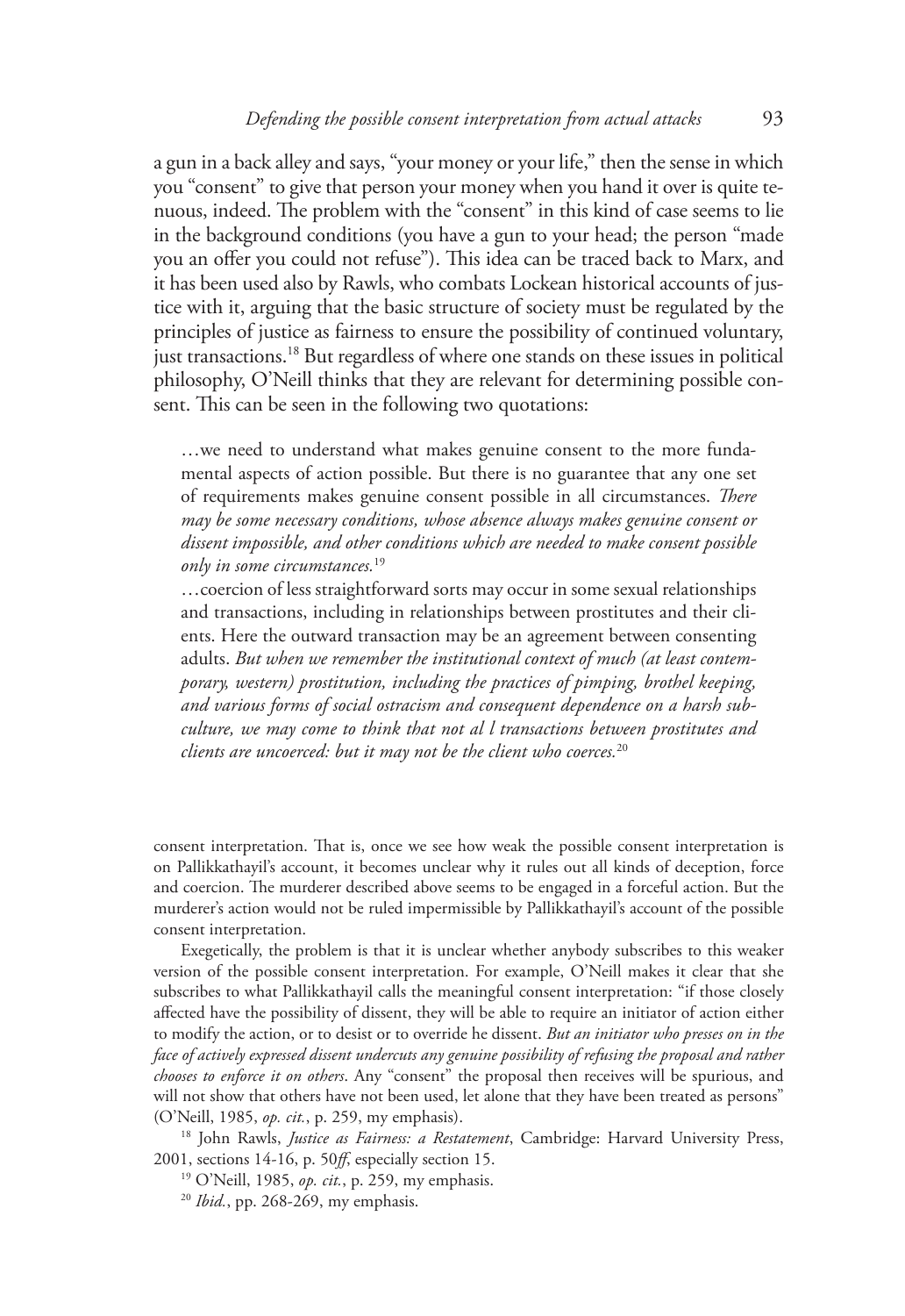a gun in a back alley and says, "your money or your life," then the sense in which you "consent" to give that person your money when you hand it over is quite tenuous, indeed. The problem with the "consent" in this kind of case seems to lie in the background conditions (you have a gun to your head; the person "made you an offer you could not refuse"). This idea can be traced back to Marx, and it has been used also by Rawls, who combats Lockean historical accounts of justice with it, arguing that the basic structure of society must be regulated by the principles of justice as fairness to ensure the possibility of continued voluntary, just transactions.[18] But regardless of where one stands on these issues in political philosophy, O'Neill thinks that they are relevant for determining possible consent. This can be seen in the following two quotations:

> …we need to understand what makes genuine consent to the more fundamental aspects of action possible. But there is no guarantee that any one set of requirements makes genuine consent possible in all circumstances. *There may be some necessary conditions, whose absence always makes genuine consent or dissent impossible, and other conditions which are needed to make consent possible only in some circumstances.*[19]
>
> …coercion of less straightforward sorts may occur in some sexual relationships and transactions, including in relationships between prostitutes and their clients. Here the outward transaction may be an agreement between consenting adults. *But when we remember the institutional context of much (at least contemporary, western) prostitution, including the practices of pimping, brothel keeping, and various forms of social ostracism and consequent dependence on a harsh subculture, we may come to think that not al l transactions between prostitutes and clients are uncoerced: but it may not be the client who coerces.*[20]

consent interpretation. That is, once we see how weak the possible consent interpretation is on Pallikkathayil's account, it becomes unclear why it rules out all kinds of deception, force and coercion. The murderer described above seems to be engaged in a forceful action. But the murderer's action would not be ruled impermissible by Pallikkathayil's account of the possible consent interpretation.

Exegetically, the problem is that it is unclear whether anybody subscribes to this weaker version of the possible consent interpretation. For example, O'Neill makes it clear that she subscribes to what Pallikkathayil calls the meaningful consent interpretation: "if those closely affected have the possibility of dissent, they will be able to require an initiator of action either to modify the action, or to desist or to override he dissent. *But an initiator who presses on in the face of actively expressed dissent undercuts any genuine possibility of refusing the proposal and rather chooses to enforce it on others*. Any "consent" the proposal then receives will be spurious, and will not show that others have not been used, let alone that they have been treated as persons" (O'Neill, 1985, *op. cit.*, p. 259, my emphasis).

[18] John Rawls, *Justice as Fairness: a Restatement*, Cambridge: Harvard University Press, 2001, sections 14-16, p. 50*ff*, especially section 15.

[19] O'Neill, 1985, *op. cit.*, p. 259, my emphasis.

[20] *Ibid.*, pp. 268-269, my emphasis.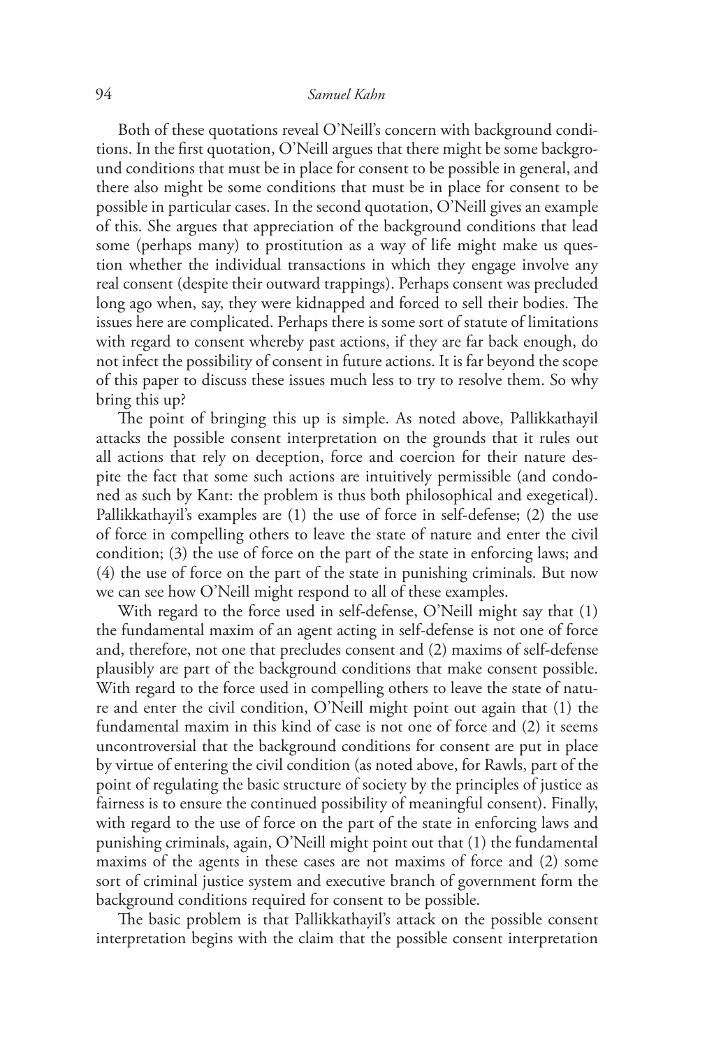Both of these quotations reveal O'Neill's concern with background conditions. In the first quotation, O'Neill argues that there might be some background conditions that must be in place for consent to be possible in general, and there also might be some conditions that must be in place for consent to be possible in particular cases. In the second quotation, O'Neill gives an example of this. She argues that appreciation of the background conditions that lead some (perhaps many) to prostitution as a way of life might make us question whether the individual transactions in which they engage involve any real consent (despite their outward trappings). Perhaps consent was precluded long ago when, say, they were kidnapped and forced to sell their bodies. The issues here are complicated. Perhaps there is some sort of statute of limitations with regard to consent whereby past actions, if they are far back enough, do not infect the possibility of consent in future actions. It is far beyond the scope of this paper to discuss these issues much less to try to resolve them. So why bring this up?

The point of bringing this up is simple. As noted above, Pallikkathayil attacks the possible consent interpretation on the grounds that it rules out all actions that rely on deception, force and coercion for their nature despite the fact that some such actions are intuitively permissible (and condoned as such by Kant: the problem is thus both philosophical and exegetical). Pallikkathayil's examples are (1) the use of force in self-defense; (2) the use of force in compelling others to leave the state of nature and enter the civil condition; (3) the use of force on the part of the state in enforcing laws; and (4) the use of force on the part of the state in punishing criminals. But now we can see how O'Neill might respond to all of these examples.

With regard to the force used in self-defense, O'Neill might say that (1) the fundamental maxim of an agent acting in self-defense is not one of force and, therefore, not one that precludes consent and (2) maxims of self-defense plausibly are part of the background conditions that make consent possible. With regard to the force used in compelling others to leave the state of nature and enter the civil condition, O'Neill might point out again that (1) the fundamental maxim in this kind of case is not one of force and (2) it seems uncontroversial that the background conditions for consent are put in place by virtue of entering the civil condition (as noted above, for Rawls, part of the point of regulating the basic structure of society by the principles of justice as fairness is to ensure the continued possibility of meaningful consent). Finally, with regard to the use of force on the part of the state in enforcing laws and punishing criminals, again, O'Neill might point out that (1) the fundamental maxims of the agents in these cases are not maxims of force and (2) some sort of criminal justice system and executive branch of government form the background conditions required for consent to be possible.

The basic problem is that Pallikkathayil's attack on the possible consent interpretation begins with the claim that the possible consent interpretation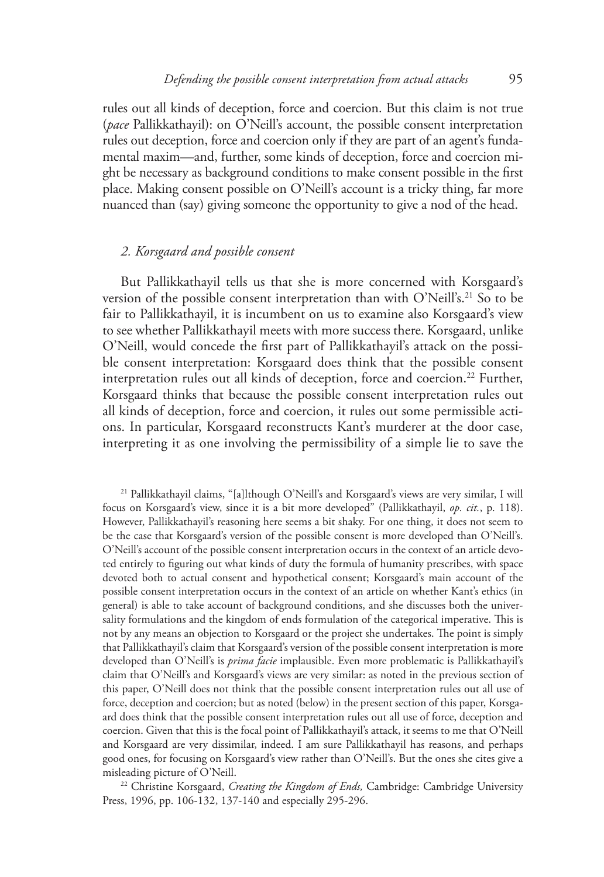rules out all kinds of deception, force and coercion. But this claim is not true (*pace* Pallikkathayil): on O'Neill's account, the possible consent interpretation rules out deception, force and coercion only if they are part of an agent's fundamental maxim—and, further, some kinds of deception, force and coercion might be necessary as background conditions to make consent possible in the first place. Making consent possible on O'Neill's account is a tricky thing, far more nuanced than (say) giving someone the opportunity to give a nod of the head.

### *2. Korsgaard and possible consent*

But Pallikkathayil tells us that she is more concerned with Korsgaard's version of the possible consent interpretation than with O'Neill's.[21] So to be fair to Pallikkathayil, it is incumbent on us to examine also Korsgaard's view to see whether Pallikkathayil meets with more success there. Korsgaard, unlike O'Neill, would concede the first part of Pallikkathayil's attack on the possible consent interpretation: Korsgaard does think that the possible consent interpretation rules out all kinds of deception, force and coercion.[22] Further, Korsgaard thinks that because the possible consent interpretation rules out all kinds of deception, force and coercion, it rules out some permissible actions. In particular, Korsgaard reconstructs Kant's murderer at the door case, interpreting it as one involving the permissibility of a simple lie to save the

[21] Pallikkathayil claims, "[a]lthough O'Neill's and Korsgaard's views are very similar, I will focus on Korsgaard's view, since it is a bit more developed" (Pallikkathayil, *op. cit.*, p. 118). However, Pallikkathayil's reasoning here seems a bit shaky. For one thing, it does not seem to be the case that Korsgaard's version of the possible consent is more developed than O'Neill's. O'Neill's account of the possible consent interpretation occurs in the context of an article devoted entirely to figuring out what kinds of duty the formula of humanity prescribes, with space devoted both to actual consent and hypothetical consent; Korsgaard's main account of the possible consent interpretation occurs in the context of an article on whether Kant's ethics (in general) is able to take account of background conditions, and she discusses both the universality formulations and the kingdom of ends formulation of the categorical imperative. This is not by any means an objection to Korsgaard or the project she undertakes. The point is simply that Pallikkathayil's claim that Korsgaard's version of the possible consent interpretation is more developed than O'Neill's is *prima facie* implausible. Even more problematic is Pallikkathayil's claim that O'Neill's and Korsgaard's views are very similar: as noted in the previous section of this paper, O'Neill does not think that the possible consent interpretation rules out all use of force, deception and coercion; but as noted (below) in the present section of this paper, Korsgaard does think that the possible consent interpretation rules out all use of force, deception and coercion. Given that this is the focal point of Pallikkathayil's attack, it seems to me that O'Neill and Korsgaard are very dissimilar, indeed. I am sure Pallikkathayil has reasons, and perhaps good ones, for focusing on Korsgaard's view rather than O'Neill's. But the ones she cites give a misleading picture of O'Neill.

[22] Christine Korsgaard, *Creating the Kingdom of Ends,* Cambridge: Cambridge University Press, 1996, pp. 106-132, 137-140 and especially 295-296.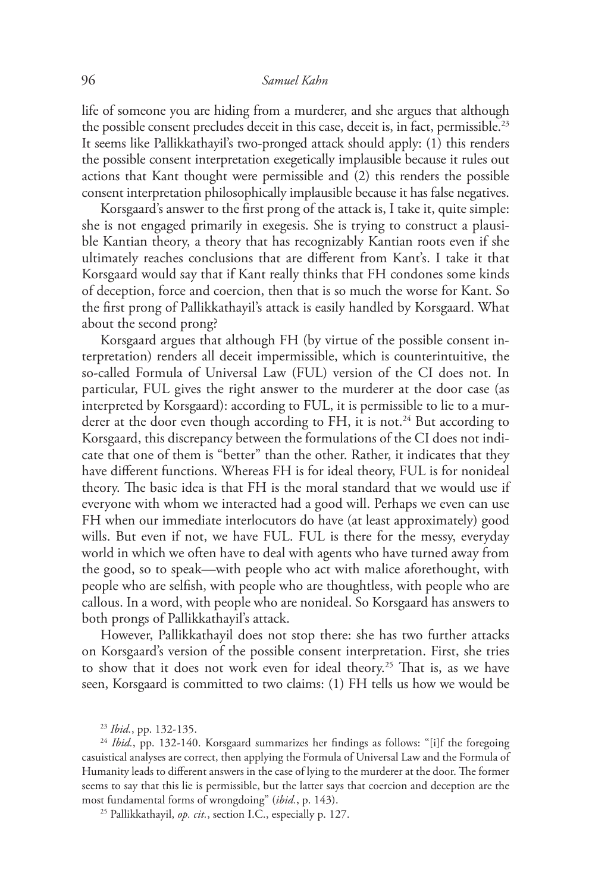life of someone you are hiding from a murderer, and she argues that although the possible consent precludes deceit in this case, deceit is, in fact, permissible.[23] It seems like Pallikkathayil's two-pronged attack should apply: (1) this renders the possible consent interpretation exegetically implausible because it rules out actions that Kant thought were permissible and (2) this renders the possible consent interpretation philosophically implausible because it has false negatives.

Korsgaard's answer to the first prong of the attack is, I take it, quite simple: she is not engaged primarily in exegesis. She is trying to construct a plausible Kantian theory, a theory that has recognizably Kantian roots even if she ultimately reaches conclusions that are different from Kant's. I take it that Korsgaard would say that if Kant really thinks that FH condones some kinds of deception, force and coercion, then that is so much the worse for Kant. So the first prong of Pallikkathayil's attack is easily handled by Korsgaard. What about the second prong?

Korsgaard argues that although FH (by virtue of the possible consent interpretation) renders all deceit impermissible, which is counterintuitive, the so-called Formula of Universal Law (FUL) version of the CI does not. In particular, FUL gives the right answer to the murderer at the door case (as interpreted by Korsgaard): according to FUL, it is permissible to lie to a murderer at the door even though according to FH, it is not.[24] But according to Korsgaard, this discrepancy between the formulations of the CI does not indicate that one of them is "better" than the other. Rather, it indicates that they have different functions. Whereas FH is for ideal theory, FUL is for nonideal theory. The basic idea is that FH is the moral standard that we would use if everyone with whom we interacted had a good will. Perhaps we even can use FH when our immediate interlocutors do have (at least approximately) good wills. But even if not, we have FUL. FUL is there for the messy, everyday world in which we often have to deal with agents who have turned away from the good, so to speak—with people who act with malice aforethought, with people who are selfish, with people who are thoughtless, with people who are callous. In a word, with people who are nonideal. So Korsgaard has answers to both prongs of Pallikkathayil's attack.

However, Pallikkathayil does not stop there: she has two further attacks on Korsgaard's version of the possible consent interpretation. First, she tries to show that it does not work even for ideal theory.[25] That is, as we have seen, Korsgaard is committed to two claims: (1) FH tells us how we would be

---

[23] *Ibid.*, pp. 132-135.

[24] *Ibid.*, pp. 132-140. Korsgaard summarizes her findings as follows: "[i]f the foregoing casuistical analyses are correct, then applying the Formula of Universal Law and the Formula of Humanity leads to different answers in the case of lying to the murderer at the door. The former seems to say that this lie is permissible, but the latter says that coercion and deception are the most fundamental forms of wrongdoing" (*ibid.*, p. 143).

[25] Pallikkathayil, *op. cit.*, section I.C., especially p. 127.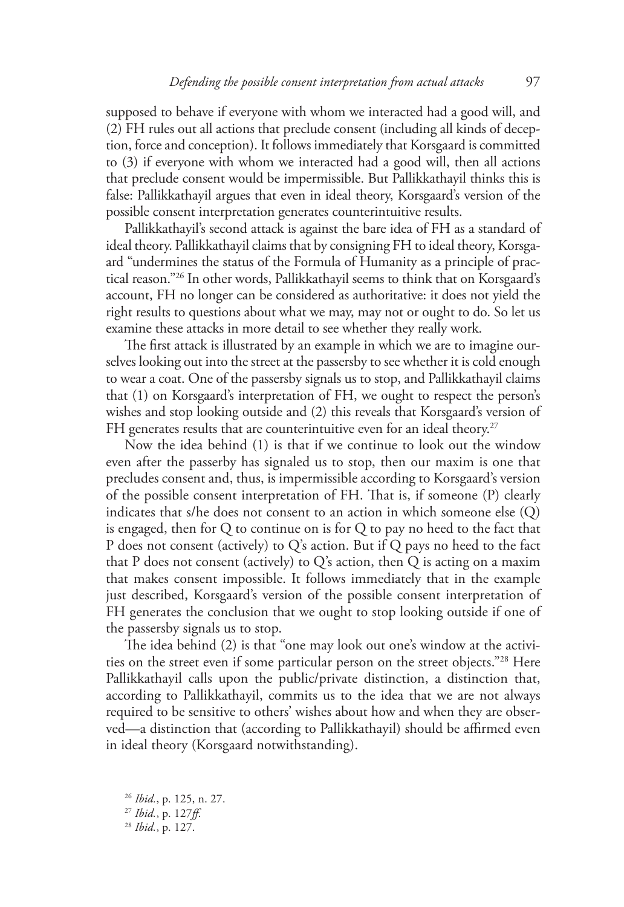supposed to behave if everyone with whom we interacted had a good will, and (2) FH rules out all actions that preclude consent (including all kinds of deception, force and conception). It follows immediately that Korsgaard is committed to (3) if everyone with whom we interacted had a good will, then all actions that preclude consent would be impermissible. But Pallikkathayil thinks this is false: Pallikkathayil argues that even in ideal theory, Korsgaard's version of the possible consent interpretation generates counterintuitive results.

Pallikkathayil's second attack is against the bare idea of FH as a standard of ideal theory. Pallikkathayil claims that by consigning FH to ideal theory, Korsgaard "undermines the status of the Formula of Humanity as a principle of practical reason."[26] In other words, Pallikkathayil seems to think that on Korsgaard's account, FH no longer can be considered as authoritative: it does not yield the right results to questions about what we may, may not or ought to do. So let us examine these attacks in more detail to see whether they really work.

The first attack is illustrated by an example in which we are to imagine ourselves looking out into the street at the passersby to see whether it is cold enough to wear a coat. One of the passersby signals us to stop, and Pallikkathayil claims that (1) on Korsgaard's interpretation of FH, we ought to respect the person's wishes and stop looking outside and (2) this reveals that Korsgaard's version of FH generates results that are counterintuitive even for an ideal theory.[27]

Now the idea behind (1) is that if we continue to look out the window even after the passerby has signaled us to stop, then our maxim is one that precludes consent and, thus, is impermissible according to Korsgaard's version of the possible consent interpretation of FH. That is, if someone (P) clearly indicates that s/he does not consent to an action in which someone else (Q) is engaged, then for Q to continue on is for Q to pay no heed to the fact that P does not consent (actively) to Q's action. But if Q pays no heed to the fact that P does not consent (actively) to Q's action, then Q is acting on a maxim that makes consent impossible. It follows immediately that in the example just described, Korsgaard's version of the possible consent interpretation of FH generates the conclusion that we ought to stop looking outside if one of the passersby signals us to stop.

The idea behind (2) is that "one may look out one's window at the activities on the street even if some particular person on the street objects."[28] Here Pallikkathayil calls upon the public/private distinction, a distinction that, according to Pallikkathayil, commits us to the idea that we are not always required to be sensitive to others' wishes about how and when they are observed—a distinction that (according to Pallikkathayil) should be affirmed even in ideal theory (Korsgaard notwithstanding).

[26] *Ibid.*, p. 125, n. 27.

[27] *Ibid.*, p. 127*ff.*

[28] *Ibid.*, p. 127.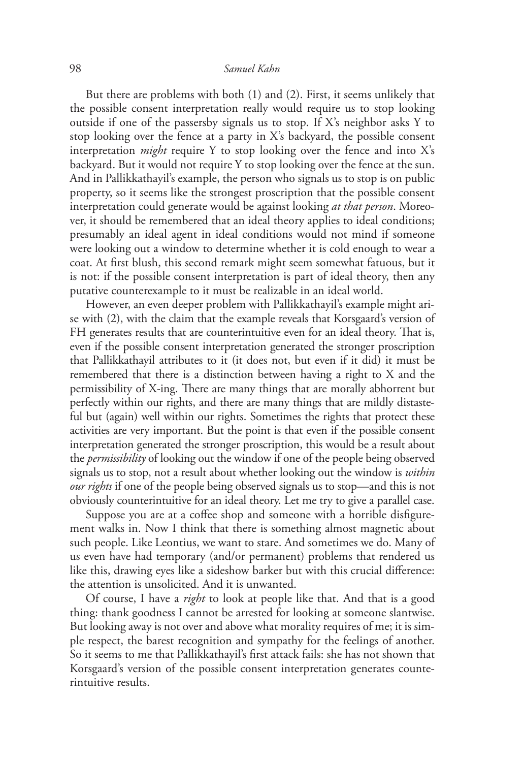But there are problems with both (1) and (2). First, it seems unlikely that the possible consent interpretation really would require us to stop looking outside if one of the passersby signals us to stop. If X's neighbor asks Y to stop looking over the fence at a party in X's backyard, the possible consent interpretation *might* require Y to stop looking over the fence and into X's backyard. But it would not require Y to stop looking over the fence at the sun. And in Pallikkathayil's example, the person who signals us to stop is on public property, so it seems like the strongest proscription that the possible consent interpretation could generate would be against looking *at that person*. Moreover, it should be remembered that an ideal theory applies to ideal conditions; presumably an ideal agent in ideal conditions would not mind if someone were looking out a window to determine whether it is cold enough to wear a coat. At first blush, this second remark might seem somewhat fatuous, but it is not: if the possible consent interpretation is part of ideal theory, then any putative counterexample to it must be realizable in an ideal world.

However, an even deeper problem with Pallikkathayil's example might arise with (2), with the claim that the example reveals that Korsgaard's version of FH generates results that are counterintuitive even for an ideal theory. That is, even if the possible consent interpretation generated the stronger proscription that Pallikkathayil attributes to it (it does not, but even if it did) it must be remembered that there is a distinction between having a right to X and the permissibility of X-ing. There are many things that are morally abhorrent but perfectly within our rights, and there are many things that are mildly distasteful but (again) well within our rights. Sometimes the rights that protect these activities are very important. But the point is that even if the possible consent interpretation generated the stronger proscription, this would be a result about the *permissibility* of looking out the window if one of the people being observed signals us to stop, not a result about whether looking out the window is *within our rights* if one of the people being observed signals us to stop—and this is not obviously counterintuitive for an ideal theory. Let me try to give a parallel case.

Suppose you are at a coffee shop and someone with a horrible disfigurement walks in. Now I think that there is something almost magnetic about such people. Like Leontius, we want to stare. And sometimes we do. Many of us even have had temporary (and/or permanent) problems that rendered us like this, drawing eyes like a sideshow barker but with this crucial difference: the attention is unsolicited. And it is unwanted.

Of course, I have a *right* to look at people like that. And that is a good thing: thank goodness I cannot be arrested for looking at someone slantwise. But looking away is not over and above what morality requires of me; it is simple respect, the barest recognition and sympathy for the feelings of another. So it seems to me that Pallikkathayil's first attack fails: she has not shown that Korsgaard's version of the possible consent interpretation generates counterintuitive results.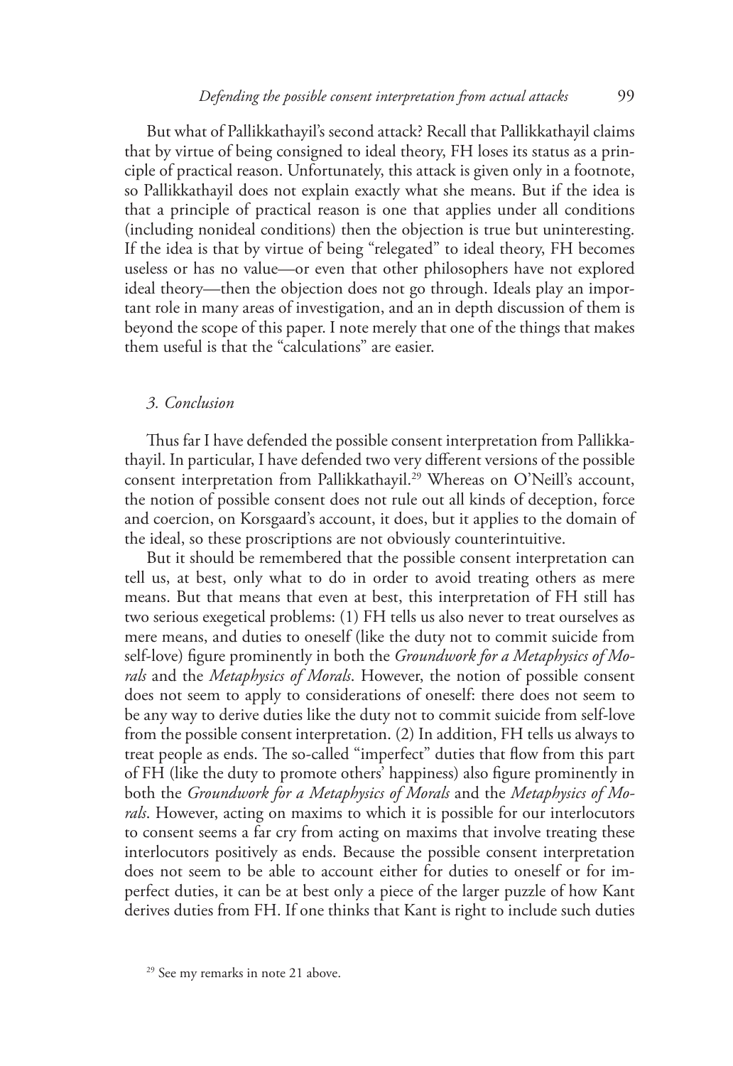But what of Pallikkathayil's second attack? Recall that Pallikkathayil claims that by virtue of being consigned to ideal theory, FH loses its status as a principle of practical reason. Unfortunately, this attack is given only in a footnote, so Pallikkathayil does not explain exactly what she means. But if the idea is that a principle of practical reason is one that applies under all conditions (including nonideal conditions) then the objection is true but uninteresting. If the idea is that by virtue of being "relegated" to ideal theory, FH becomes useless or has no value—or even that other philosophers have not explored ideal theory—then the objection does not go through. Ideals play an important role in many areas of investigation, and an in depth discussion of them is beyond the scope of this paper. I note merely that one of the things that makes them useful is that the "calculations" are easier.

### *3. Conclusion*

Thus far I have defended the possible consent interpretation from Pallikkathayil. In particular, I have defended two very different versions of the possible consent interpretation from Pallikkathayil.[29] Whereas on O'Neill's account, the notion of possible consent does not rule out all kinds of deception, force and coercion, on Korsgaard's account, it does, but it applies to the domain of the ideal, so these proscriptions are not obviously counterintuitive.

But it should be remembered that the possible consent interpretation can tell us, at best, only what to do in order to avoid treating others as mere means. But that means that even at best, this interpretation of FH still has two serious exegetical problems: (1) FH tells us also never to treat ourselves as mere means, and duties to oneself (like the duty not to commit suicide from self-love) figure prominently in both the *Groundwork for a Metaphysics of Morals* and the *Metaphysics of Morals*. However, the notion of possible consent does not seem to apply to considerations of oneself: there does not seem to be any way to derive duties like the duty not to commit suicide from self-love from the possible consent interpretation. (2) In addition, FH tells us always to treat people as ends. The so-called "imperfect" duties that flow from this part of FH (like the duty to promote others' happiness) also figure prominently in both the *Groundwork for a Metaphysics of Morals* and the *Metaphysics of Morals*. However, acting on maxims to which it is possible for our interlocutors to consent seems a far cry from acting on maxims that involve treating these interlocutors positively as ends. Because the possible consent interpretation does not seem to be able to account either for duties to oneself or for imperfect duties, it can be at best only a piece of the larger puzzle of how Kant derives duties from FH. If one thinks that Kant is right to include such duties

[29] See my remarks in note 21 above.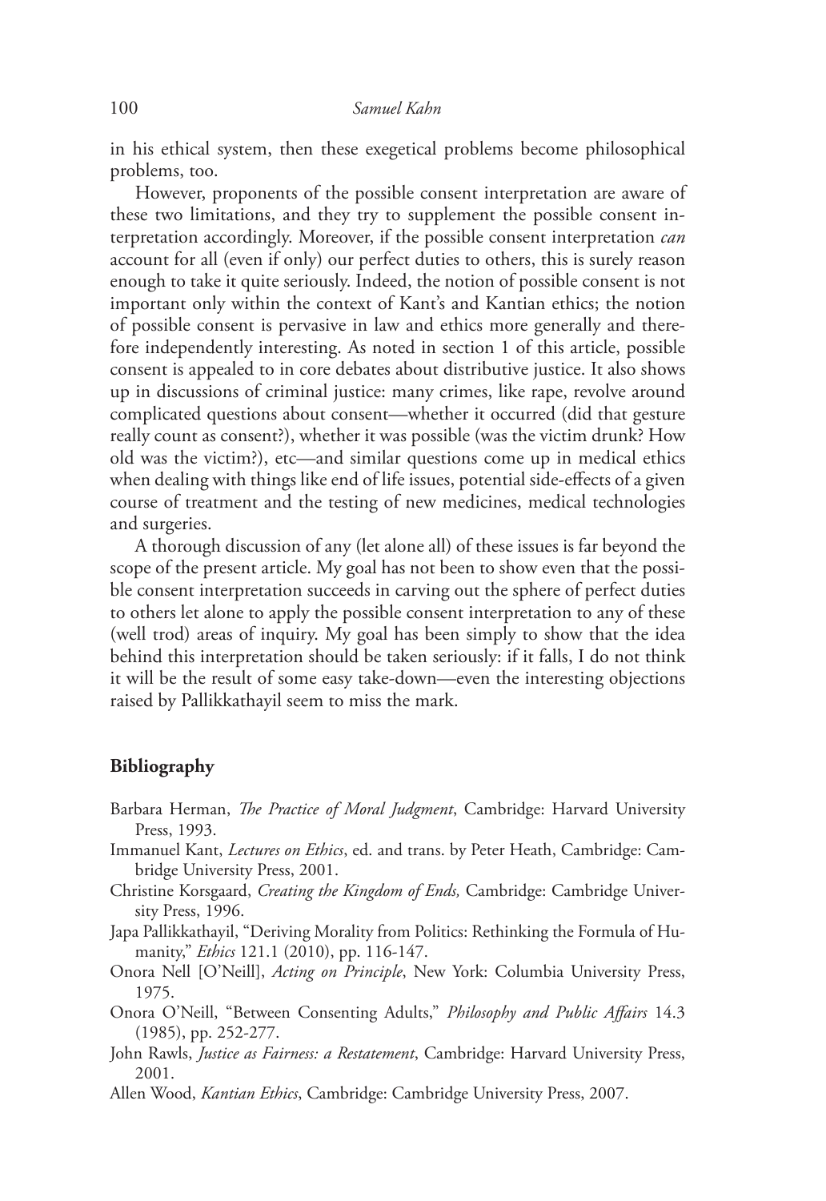in his ethical system, then these exegetical problems become philosophical problems, too.

However, proponents of the possible consent interpretation are aware of these two limitations, and they try to supplement the possible consent interpretation accordingly. Moreover, if the possible consent interpretation *can* account for all (even if only) our perfect duties to others, this is surely reason enough to take it quite seriously. Indeed, the notion of possible consent is not important only within the context of Kant's and Kantian ethics; the notion of possible consent is pervasive in law and ethics more generally and therefore independently interesting. As noted in section 1 of this article, possible consent is appealed to in core debates about distributive justice. It also shows up in discussions of criminal justice: many crimes, like rape, revolve around complicated questions about consent—whether it occurred (did that gesture really count as consent?), whether it was possible (was the victim drunk? How old was the victim?), etc—and similar questions come up in medical ethics when dealing with things like end of life issues, potential side-effects of a given course of treatment and the testing of new medicines, medical technologies and surgeries.

A thorough discussion of any (let alone all) of these issues is far beyond the scope of the present article. My goal has not been to show even that the possible consent interpretation succeeds in carving out the sphere of perfect duties to others let alone to apply the possible consent interpretation to any of these (well trod) areas of inquiry. My goal has been simply to show that the idea behind this interpretation should be taken seriously: if it falls, I do not think it will be the result of some easy take-down—even the interesting objections raised by Pallikkathayil seem to miss the mark.

## Bibliography

Barbara Herman, *The Practice of Moral Judgment*, Cambridge: Harvard University Press, 1993.

Immanuel Kant, *Lectures on Ethics*, ed. and trans. by Peter Heath, Cambridge: Cambridge University Press, 2001.

Christine Korsgaard, *Creating the Kingdom of Ends,* Cambridge: Cambridge University Press, 1996.

Japa Pallikkathayil, "Deriving Morality from Politics: Rethinking the Formula of Humanity," *Ethics* 121.1 (2010), pp. 116-147.

Onora Nell [O'Neill], *Acting on Principle*, New York: Columbia University Press, 1975.

Onora O'Neill, "Between Consenting Adults," *Philosophy and Public Affairs* 14.3 (1985), pp. 252-277.

John Rawls, *Justice as Fairness: a Restatement*, Cambridge: Harvard University Press, 2001.

Allen Wood, *Kantian Ethics*, Cambridge: Cambridge University Press, 2007.